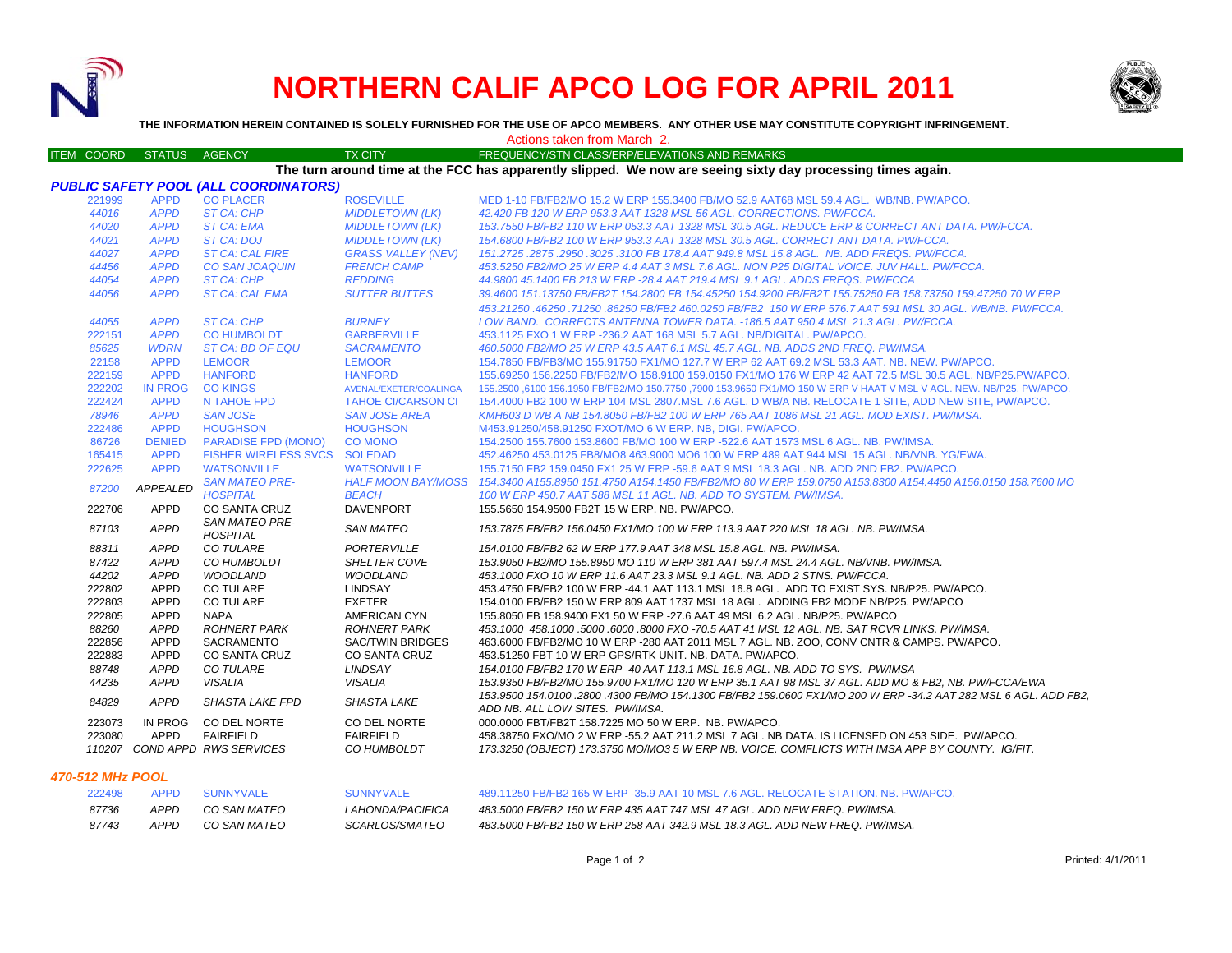# NORTHERN CALIF APCO LOG FOR APRIL 2011

**THE INFORMATION HEREIN CONTAINED IS SOLELY FURNISHED FOR THE USE OF APCO MEMBERS. ANY OTHER USE MAY CONSTITUTE COPYRIGHT INFRINGEMENT.**

Actions taken from March 2.

**The turn around time at the FCC has apparently slipped. We now are seeing sixty day processing times again.**

### PUBLIC SAFETY POOL (ALL COORDINATORS)

| ITEM COORD | STATUS | AGENCY | TX CITY | FREQUENCY/STN CLASS/ERP/ELEVATIONS AND REMARKS |
|---|---|---|---|---|
| 221999 | APPD | CO PLACER | ROSEVILLE | MED 1-10 FB/FB2/MO 15.2 W ERP 155.3400 FB/MO 52.9 AAT68 MSL 59.4 AGL. WB/NB. PW/APCO. |
| 44016 | APPD | ST CA: CHP | MIDDLETOWN (LK) | 42.420 FB 120 W ERP 953.3 AAT 1328 MSL 56 AGL. CORRECTIONS. PW/FCCA. |
| 44020 | APPD | ST CA: EMA | MIDDLETOWN (LK) | 153.7550 FB/FB2 110 W ERP 053.3 AAT 1328 MSL 30.5 AGL. REDUCE ERP & CORRECT ANT DATA. PW/FCCA. |
| 44021 | APPD | ST CA: DOJ | MIDDLETOWN (LK) | 154.6800 FB/FB2 100 W ERP 953.3 AAT 1328 MSL 30.5 AGL. CORRECT ANT DATA. PW/FCCA. |
| 44027 | APPD | ST CA: CAL FIRE | GRASS VALLEY (NEV) | 151.2725 .2875 .2950 .3025 .3100 FB 178.4 AAT 949.8 MSL 15.8 AGL. NB. ADD FREQS. PW/FCCA. |
| 44456 | APPD | CO SAN JOAQUIN | FRENCH CAMP | 453.5250 FB2/MO 25 W ERP 4.4 AAT 3 MSL 7.6 AGL. NON P25 DIGITAL VOICE. JUV HALL. PW/FCCA. |
| 44054 | APPD | ST CA: CHP | REDDING | 44.9800 45.1400 FB 213 W ERP -28.4 AAT 219.4 MSL 9.1 AGL. ADDS FREQS. PW/FCCA |
| 44056 | APPD | ST CA: CAL EMA | SUTTER BUTTES | 39.4600 151.13750 FB/FB2T 154.2800 FB 154.45250 154.9200 FB/FB2T 155.75250 FB 158.73750 159.47250 70 W ERP 453.21250 .46250 .71250 .86250 FB/FB2 460.0250 FB/FB2 150 W ERP 576.7 AAT 591 MSL 30 AGL. WB/NB. PW/FCCA. |
| 44055 | APPD | ST CA: CHP | BURNEY | LOW BAND. CORRECTS ANTENNA TOWER DATA. -186.5 AAT 950.4 MSL 21.3 AGL. PW/FCCA. |
| 222151 | APPD | CO HUMBOLDT | GARBERVILLE | 453.1125 FXO 1 W ERP -236.2 AAT 168 MSL 5.7 AGL. NB/DIGITAL. PW/APCO. |
| 85625 | WDRN | ST CA: BD OF EQU | SACRAMENTO | 460.5000 FB2/MO 25 W ERP 43.5 AAT 6.1 MSL 45.7 AGL. NB. ADDS 2ND FREQ. PW/IMSA. |
| 22158 | APPD | LEMOOR | LEMOOR | 154.7850 FB/FB3/MO 155.91750 FX1/MO 127.7 W ERP 62 AAT 69.2 MSL 53.3 AAT. NB. NEW. PW/APCO. |
| 222159 | APPD | HANFORD | HANFORD | 155.69250 156.2250 FB/FB2/MO 158.9100 159.0150 FX1/MO 176 W ERP 42 AAT 72.5 MSL 30.5 AGL. NB/P25.PW/APCO. |
| 222202 | IN PROG | CO KINGS | AVENAL/EXETER/COALINGA | 155.2500 ,6100 156.1950 FB/FB2/MO 150.7750 ,7900 153.9650 FX1/MO 150 W ERP V HAAT V MSL V AGL. NEW. NB/P25. PW/APCO. |
| 222424 | APPD | N TAHOE FPD | TAHOE CI/CARSON CI | 154.4000 FB2 100 W ERP 104 MSL 2807.MSL 7.6 AGL. D WB/A NB. RELOCATE 1 SITE, ADD NEW SITE, PW/APCO. |
| 78946 | APPD | SAN JOSE | SAN JOSE AREA | KMH603 D WB A NB 154.8050 FB/FB2 100 W ERP 765 AAT 1086 MSL 21 AGL. MOD EXIST. PW/IMSA. |
| 222486 | APPD | HOUGHSON | HOUGHSON | M453.91250/458.91250 FXOT/MO 6 W ERP. NB, DIGI. PW/APCO. |
| 86726 | DENIED | PARADISE FPD (MONO) | CO MONO | 154.2500 155.7600 153.8600 FB/MO 100 W ERP -522.6 AAT 1573 MSL 6 AGL. NB. PW/IMSA. |
| 165415 | APPD | FISHER WIRELESS SVCS | SOLEDAD | 452.46250 453.0125 FB8/MO8 463.9000 MO6 100 W ERP 489 AAT 944 MSL 15 AGL. NB/VNB. YG/EWA. |
| 222625 | APPD | WATSONVILLE | WATSONVILLE | 155.7150 FB2 159.0450 FX1 25 W ERP -59.6 AAT 9 MSL 18.3 AGL. NB. ADD 2ND FB2. PW/APCO. |
| 87200 | APPEALED | SAN MATEO PRE-HOSPITAL | HALF MOON BAY/MOSS BEACH | 154.3400 A155.8950 151.4750 A154.1450 FB/FB2/MO 80 W ERP 159.0750 A153.8300 A154.4450 A156.0150 158.7600 MO 100 W ERP 450.7 AAT 588 MSL 11 AGL. NB. ADD TO SYSTEM. PW/IMSA. |
| 222706 | APPD | CO SANTA CRUZ | DAVENPORT | 155.5650 154.9500 FB2T 15 W ERP. NB. PW/APCO. |
| 87103 | APPD | SAN MATEO PRE-HOSPITAL | SAN MATEO | 153.7875 FB/FB2 156.0450 FX1/MO 100 W ERP 113.9 AAT 220 MSL 18 AGL. NB. PW/IMSA. |
| 88311 | APPD | CO TULARE | PORTERVILLE | 154.0100 FB/FB2 62 W ERP 177.9 AAT 348 MSL 15.8 AGL. NB. PW/IMSA. |
| 87422 | APPD | CO HUMBOLDT | SHELTER COVE | 153.9050 FB2/MO 155.8950 MO 110 W ERP 381 AAT 597.4 MSL 24.4 AGL. NB/VNB. PW/IMSA. |
| 44202 | APPD | WOODLAND | WOODLAND | 453.1000 FXO 10 W ERP 11.6 AAT 23.3 MSL 9.1 AGL. NB. ADD 2 STNS. PW/FCCA. |
| 222802 | APPD | CO TULARE | LINDSAY | 453.4750 FB/FB2 100 W ERP -44.1 AAT 113.1 MSL 16.8 AGL. ADD TO EXIST SYS. NB/P25. PW/APCO. |
| 222803 | APPD | CO TULARE | EXETER | 154.0100 FB/FB2 150 W ERP 809 AAT 1737 MSL 18 AGL. ADDING FB2 MODE NB/P25. PW/APCO |
| 222805 | APPD | NAPA | AMERICAN CYN | 155.8050 FB 158.9400 FX1 50 W ERP -27.6 AAT 49 MSL 6.2 AGL. NB/P25. PW/APCO |
| 88260 | APPD | ROHNERT PARK | ROHNERT PARK | 453.1000 458.1000 .5000 .6000 .8000 FXO -70.5 AAT 41 MSL 12 AGL. NB. SAT RCVR LINKS. PW/IMSA. |
| 222856 | APPD | SACRAMENTO | SAC/TWIN BRIDGES | 463.6000 FB/FB2/MO 10 W ERP -280 AAT 2011 MSL 7 AGL. NB. ZOO, CONV CNTR & CAMPS. PW/APCO. |
| 222883 | APPD | CO SANTA CRUZ | CO SANTA CRUZ | 453.51250 FBT 10 W ERP GPS/RTK UNIT. NB. DATA. PW/APCO. |
| 88748 | APPD | CO TULARE | LINDSAY | 154.0100 FB/FB2 170 W ERP -40 AAT 113.1 MSL 16.8 AGL. NB. ADD TO SYS. PW/IMSA |
| 44235 | APPD | VISALIA | VISALIA | 153.9350 FB/FB2/MO 155.9700 FX1/MO 120 W ERP 35.1 AAT 98 MSL 37 AGL. ADD MO & FB2, NB. PW/FCCA/EWA |
| 84829 | APPD | SHASTA LAKE FPD | SHASTA LAKE | 153.9500 154.0100 .2800 .4300 FB/MO 154.1300 FB/FB2 159.0600 FX1/MO 200 W ERP -34.2 AAT 282 MSL 6 AGL. ADD FB2, ADD NB. ALL LOW SITES. PW/IMSA. |
| 223073 | IN PROG | CO DEL NORTE | CO DEL NORTE | 000.0000 FBT/FB2T 158.7225 MO 50 W ERP. NB. PW/APCO. |
| 223080 | APPD | FAIRFIELD | FAIRFIELD | 458.38750 FXO/MO 2 W ERP -55.2 AAT 211.2 MSL 7 AGL. NB DATA. IS LICENSED ON 453 SIDE. PW/APCO. |
| 110207 | COND APPD | RWS SERVICES | CO HUMBOLDT | 173.3250 (OBJECT) 173.3750 MO/MO3 5 W ERP NB. VOICE. COMFLICTS WITH IMSA APP BY COUNTY. IG/FIT. |

### 470-512 MHz POOL

| ITEM COORD | STATUS | AGENCY | TX CITY | FREQUENCY/STN CLASS/ERP/ELEVATIONS AND REMARKS |
|---|---|---|---|---|
| 222498 | APPD | SUNNYVALE | SUNNYVALE | 489.11250 FB/FB2 165 W ERP -35.9 AAT 10 MSL 7.6 AGL. RELOCATE STATION. NB. PW/APCO. |
| 87736 | APPD | CO SAN MATEO | LAHONDA/PACIFICA | 483.5000 FB/FB2 150 W ERP 435 AAT 747 MSL 47 AGL. ADD NEW FREQ. PW/IMSA. |
| 87743 | APPD | CO SAN MATEO | SCARLOS/SMATEO | 483.5000 FB/FB2 150 W ERP 258 AAT 342.9 MSL 18.3 AGL. ADD NEW FREQ. PW/IMSA. |

Printed: 4/1/2011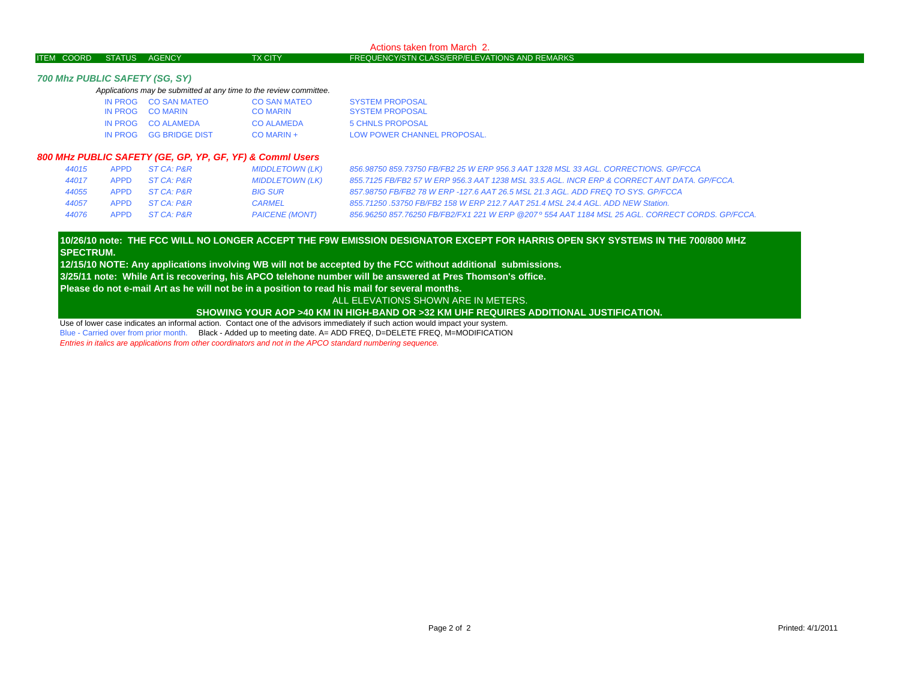Actions taken from March 2.

| ITEM | COORD | STATUS | AGENCY | TX CITY | FREQUENCY/STN CLASS/ERP/ELEVATIONS AND REMARKS |
|---|---|---|---|---|---|
| ***700 Mhz PUBLIC SAFETY (SG, SY)*** | | | | | |
| | | *Applications may be submitted at any time to the review committee.* | | | |
| | | IN PROG | CO SAN MATEO | CO SAN MATEO | SYSTEM PROPOSAL |
| | | IN PROG | CO MARIN | CO MARIN | SYSTEM PROPOSAL |
| | | IN PROG | CO ALAMEDA | CO ALAMEDA | 5 CHNLS PROPOSAL |
| | | IN PROG | GG BRIDGE DIST | CO MARIN + | LOW POWER CHANNEL PROPOSAL. |
| ***800 MHz PUBLIC SAFETY (GE, GP, YP, GF, YF) & Comml Users*** | | | | | |
| | *44015* | APPD | *ST CA: P&R* | *MIDDLETOWN (LK)* | *856.98750 859.73750 FB/FB2 25 W ERP 956.3 AAT 1328 MSL 33 AGL. CORRECTIONS. GP/FCCA* |
| | *44017* | APPD | *ST CA: P&R* | *MIDDLETOWN (LK)* | *855.7125 FB/FB2 57 W ERP 956.3 AAT 1238 MSL 33.5 AGL. INCR ERP & CORRECT ANT DATA. GP/FCCA.* |
| | *44055* | APPD | *ST CA: P&R* | *BIG SUR* | *857.98750 FB/FB2 78 W ERP -127.6 AAT 26.5 MSL 21.3 AGL. ADD FREQ TO SYS. GP/FCCA* |
| | *44057* | APPD | *ST CA: P&R* | *CARMEL* | *855.71250 .53750 FB/FB2 158 W ERP 212.7 AAT 251.4 MSL 24.4 AGL. ADD NEW Station.* |
| | *44076* | APPD | *ST CA: P&R* | *PAICENE (MONT)* | *856.96250 857.76250 FB/FB2/FX1 221 W ERP @207º 554 AAT 1184 MSL 25 AGL. CORRECT CORDS. GP/FCCA.* |

**10/26/10 note: THE FCC WILL NO LONGER ACCEPT THE F9W EMISSION DESIGNATOR EXCEPT FOR HARRIS OPEN SKY SYSTEMS IN THE 700/800 MHZ SPECTRUM.**

**12/15/10 NOTE: Any applications involving WB will not be accepted by the FCC without additional submissions.**

**3/25/11 note: While Art is recovering, his APCO telehone number will be answered at Pres Thomson's office.**

**Please do not e-mail Art as he will not be in a position to read his mail for several months.**

ALL ELEVATIONS SHOWN ARE IN METERS.

**SHOWING YOUR AOP >40 KM IN HIGH-BAND OR >32 KM UHF REQUIRES ADDITIONAL JUSTIFICATION.**

Use of lower case indicates an informal action. Contact one of the advisors immediately if such action would impact your system.

Blue - Carried over from prior month. Black - Added up to meeting date. A= ADD FREQ, D=DELETE FREQ, M=MODIFICATION

*Entries in italics are applications from other coordinators and not in the APCO standard numbering sequence.*

Printed: 4/1/2011